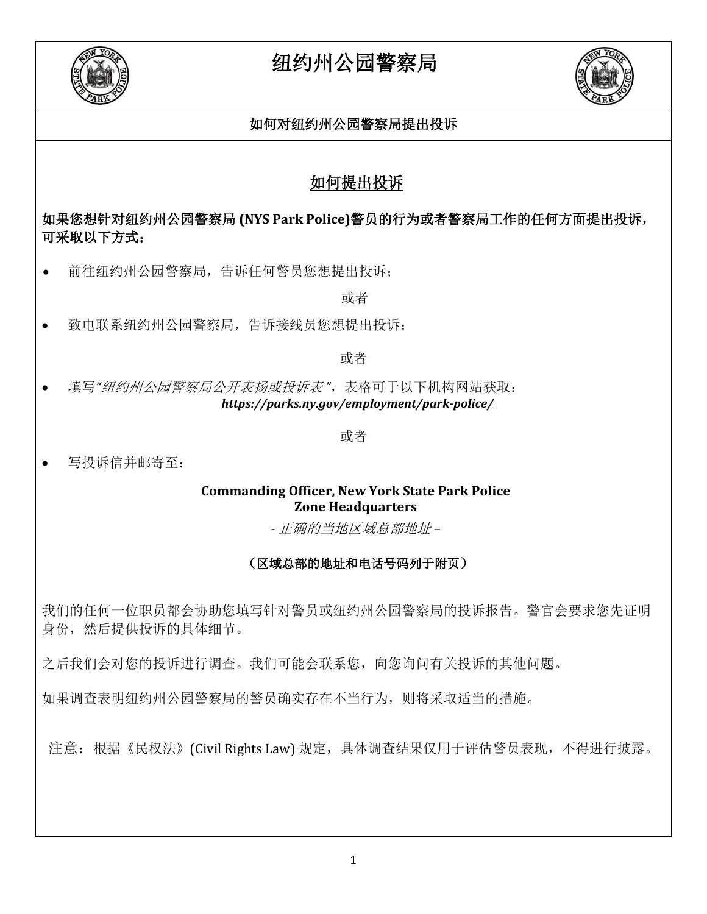# 纽约州公园警察局

## 如何对纽约州公园警察局提出投诉

### 如何提出投诉

**如果您想针对纽约州公园警察局 (NYS Park Police)警员的行为或者警察局工作的任何方面提出投诉，可采取以下方式：**

- 前往纽约州公园警察局，告诉任何警员您想提出投诉；

或者

- 致电联系纽约州公园警察局，告诉接线员您想提出投诉；

或者

- 填写*"纽约州公园警察局公开表扬或投诉表"*，表格可于以下机构网站获取：
  ***https://parks.ny.gov/employment/park-police/***

或者

- 写投诉信并邮寄至：

**Commanding Officer, New York State Park Police**
**Zone Headquarters**

*- 正确的当地区域总部地址 –*

**（区域总部的地址和电话号码列于附页）**

我们的任何一位职员都会协助您填写针对警员或纽约州公园警察局的投诉报告。警官会要求您先证明身份，然后提供投诉的具体细节。

之后我们会对您的投诉进行调查。我们可能会联系您，向您询问有关投诉的其他问题。

如果调查表明纽约州公园警察局的警员确实存在不当行为，则将采取适当的措施。

注意：根据《民权法》(Civil Rights Law) 规定，具体调查结果仅用于评估警员表现，不得进行披露。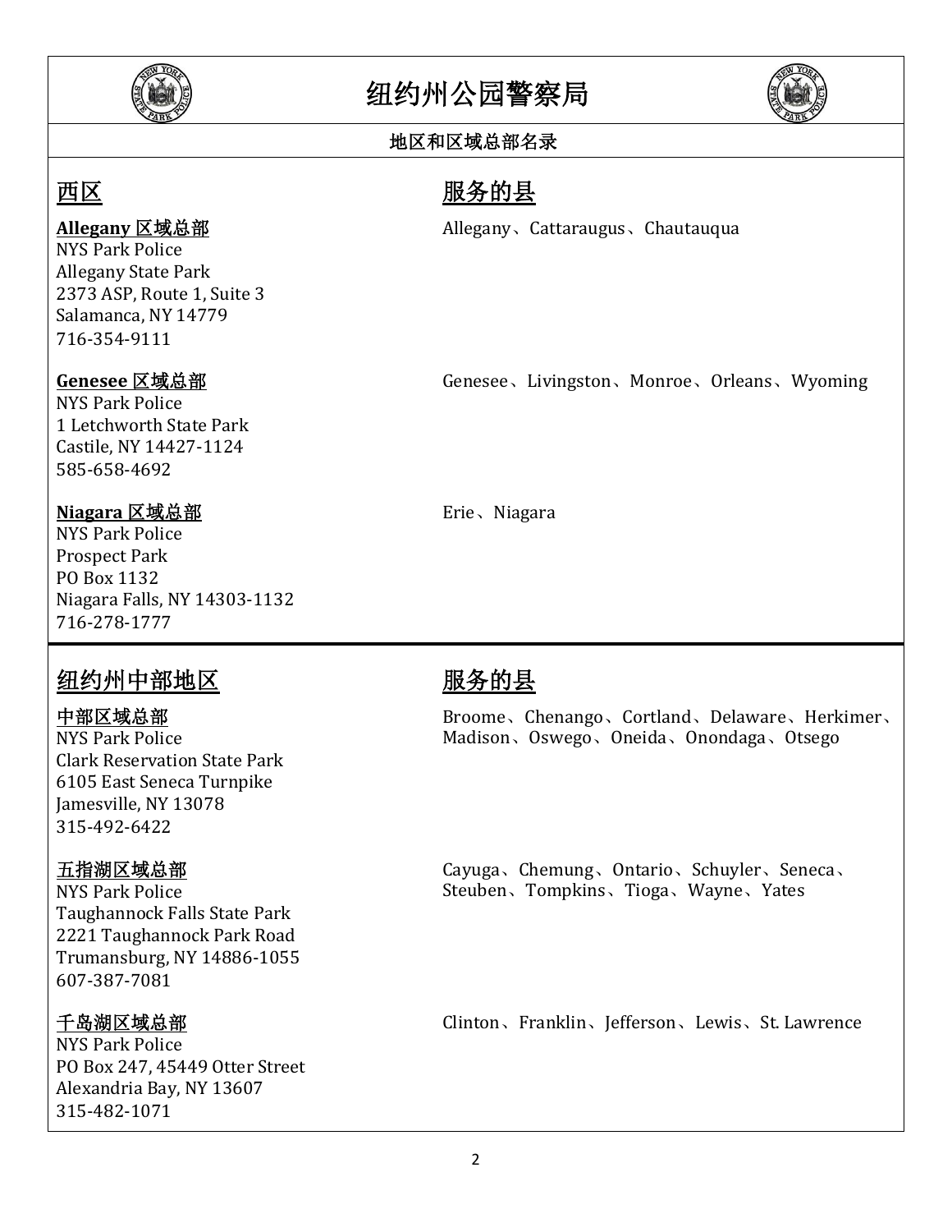# 纽约州公园警察局

**地区和区域总部名录**

## 西区

| 总部 | 服务的县 |
| --- | --- |
| **Allegany 区域总部**<br>NYS Park Police<br>Allegany State Park<br>2373 ASP, Route 1, Suite 3<br>Salamanca, NY 14779<br>716-354-9111 | Allegany、Cattaraugus、Chautauqua |
| **Genesee 区域总部**<br>NYS Park Police<br>1 Letchworth State Park<br>Castile, NY 14427-1124<br>585-658-4692 | Genesee、Livingston、Monroe、Orleans、Wyoming |
| **Niagara 区域总部**<br>NYS Park Police<br>Prospect Park<br>PO Box 1132<br>Niagara Falls, NY 14303-1132<br>716-278-1777 | Erie、Niagara |

## 纽约州中部地区

| 总部 | 服务的县 |
| --- | --- |
| **中部区域总部**<br>NYS Park Police<br>Clark Reservation State Park<br>6105 East Seneca Turnpike<br>Jamesville, NY 13078<br>315-492-6422 | Broome、Chenango、Cortland、Delaware、Herkimer、Madison、Oswego、Oneida、Onondaga、Otsego |
| **五指湖区域总部**<br>NYS Park Police<br>Taughannock Falls State Park<br>2221 Taughannock Park Road<br>Trumansburg, NY 14886-1055<br>607-387-7081 | Cayuga、Chemung、Ontario、Schuyler、Seneca、Steuben、Tompkins、Tioga、Wayne、Yates |
| **千岛湖区域总部**<br>NYS Park Police<br>PO Box 247, 45449 Otter Street<br>Alexandria Bay, NY 13607<br>315-482-1071 | Clinton、Franklin、Jefferson、Lewis、St. Lawrence |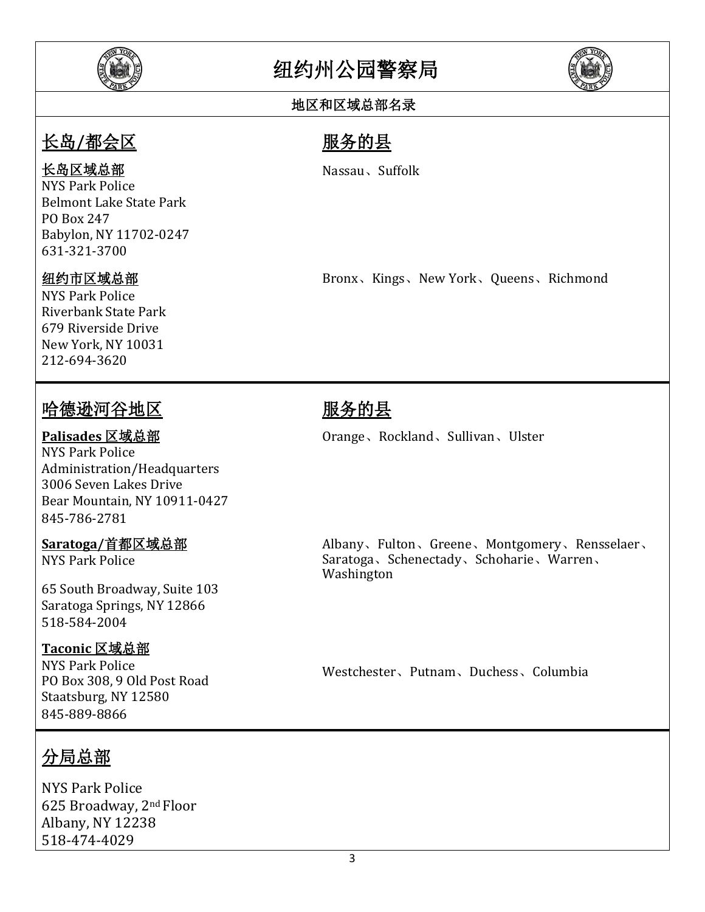# 纽约州公园警察局

**地区和区域总部名录**

## 长岛/都会区

**服务的县**

**长岛区域总部**
NYS Park Police
Belmont Lake State Park
PO Box 247
Babylon, NY 11702-0247
631-321-3700

服务的县：Nassau、Suffolk

**纽约市区域总部**
NYS Park Police
Riverbank State Park
679 Riverside Drive
New York, NY 10031
212-694-3620

服务的县：Bronx、Kings、New York、Queens、Richmond

## 哈德逊河谷地区

**服务的县**

**Palisades 区域总部**
NYS Park Police
Administration/Headquarters
3006 Seven Lakes Drive
Bear Mountain, NY 10911-0427
845-786-2781

服务的县：Orange、Rockland、Sullivan、Ulster

**Saratoga/首都区域总部**
NYS Park Police

65 South Broadway, Suite 103
Saratoga Springs, NY 12866
518-584-2004

服务的县：Albany、Fulton、Greene、Montgomery、Rensselaer、Saratoga、Schenectady、Schoharie、Warren、Washington

**Taconic 区域总部**
NYS Park Police
PO Box 308, 9 Old Post Road
Staatsburg, NY 12580
845-889-8866

服务的县：Westchester、Putnam、Duchess、Columbia

## 分局总部

NYS Park Police
625 Broadway, 2nd Floor
Albany, NY 12238
518-474-4029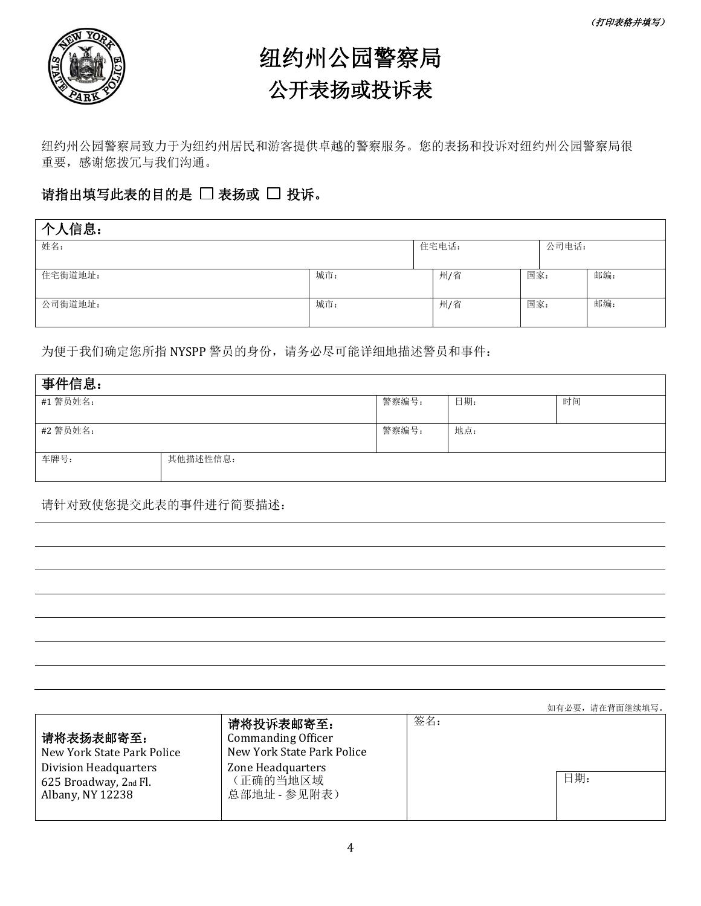*（打印表格并填写）*

# 纽约州公园警察局

## 公开表扬或投诉表

纽约州公园警察局致力于为纽约州居民和游客提供卓越的警察服务。您的表扬和投诉对纽约州公园警察局很重要，感谢您拨冗与我们沟通。

**请指出填写此表的目的是 ☐ 表扬或 ☐ 投诉。**

| 个人信息： | | | | |
|---|---|---|---|---|
| 姓名： | | 住宅电话： | | 公司电话： |
| 住宅街道地址： | 城市： | 州/省 | 国家： | 邮编： |
| 公司街道地址： | 城市： | 州/省 | 国家： | 邮编： |

为便于我们确定您所指 NYSPP 警员的身份，请务必尽可能详细地描述警员和事件：

| 事件信息： | | | | |
|---|---|---|---|---|
| #1 警员姓名： | | 警察编号： | 日期： | 时间 |
| #2 警员姓名： | | 警察编号： | 地点： | |
| 车牌号： | 其他描述性信息： | | | |

请针对致使您提交此表的事件进行简要描述：

______________________________________________________________________

______________________________________________________________________

______________________________________________________________________

______________________________________________________________________

______________________________________________________________________

______________________________________________________________________

______________________________________________________________________

如有必要，请在背面继续填写。

| 请将表扬表邮寄至： | 请将投诉表邮寄至： | 签名： | |
|---|---|---|---|
| New York State Park Police<br>Division Headquarters<br>625 Broadway, 2nd Fl.<br>Albany, NY 12238 | Commanding Officer<br>New York State Park Police<br>Zone Headquarters<br>（正确的当地区域总部地址 - 参见附表） | | 日期： |